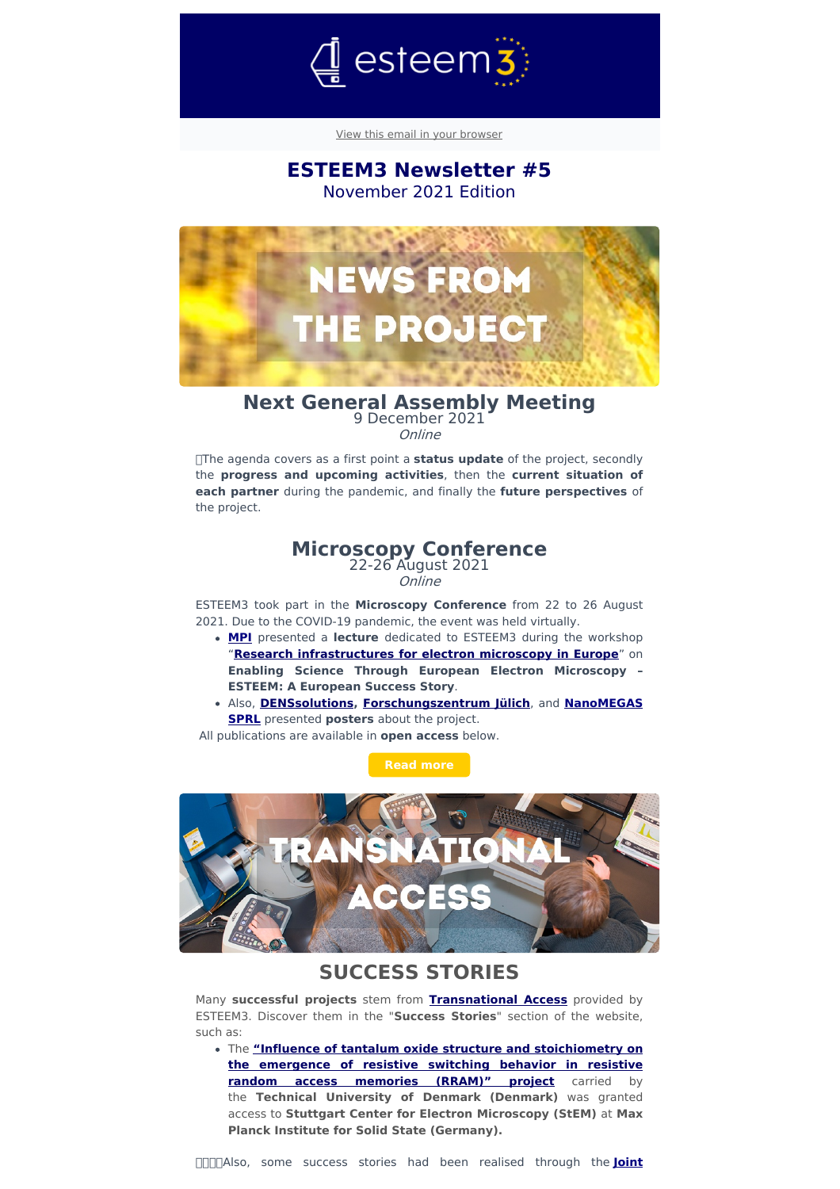esteem3

View this email in your browser

# ESTEEM3 Newsletter #5

November 2021 Edition

NEWS FROM THE PROJECT

## Next General Assembly Meeting

9 December 2021

*Online*

The agenda covers as a first point a **status update** of the project, secondly the **progress and upcoming activities**, then the **current situation of each partner** during the pandemic, and finally the **future perspectives** of the project.

## Microscopy Conference

22-26 August 2021

*Online*

ESTEEM3 took part in the **Microscopy Conference** from 22 to 26 August 2021. Due to the COVID-19 pandemic, the event was held virtually.

- **MPI** presented a **lecture** dedicated to ESTEEM3 during the workshop "**Research infrastructures for electron microscopy in Europe**" on **Enabling Science Through European Electron Microscopy – ESTEEM: A European Success Story**.
- Also, **DENSsolutions**, **Forschungszentrum Jülich**, and **NanoMEGAS SPRL** presented **posters** about the project.

All publications are available in **open access** below.

Read more

TRANSNATIONAL ACCESS

## SUCCESS STORIES

Many **successful projects** stem from **Transnational Access** provided by ESTEEM3. Discover them in the "**Success Stories**" section of the website, such as:

- The **"Influence of tantalum oxide structure and stoichiometry on the emergence of resistive switching behavior in resistive random access memories (RRAM)" project** carried by the **Technical University of Denmark (Denmark)** was granted access to **Stuttgart Center for Electron Microscopy (StEM)** at **Max Planck Institute for Solid State (Germany).**

Also, some success stories had been realised through the **Joint**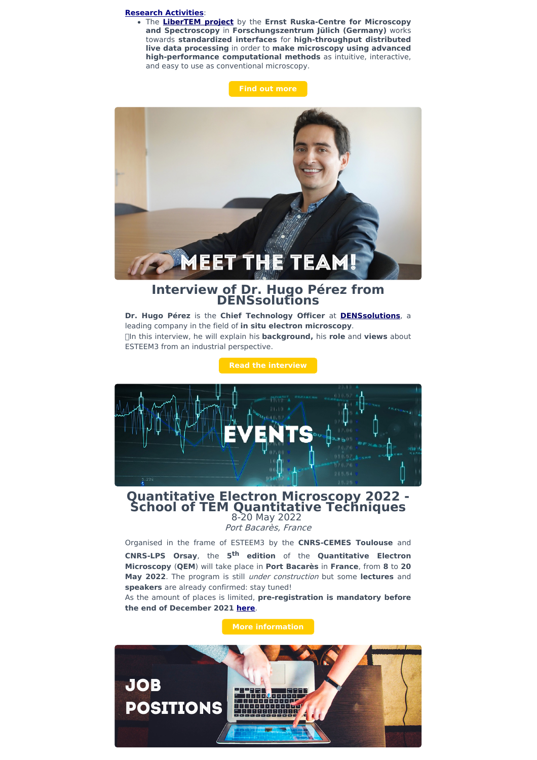**Research Activities**:

- The **LiberTEM project** by the **Ernst Ruska-Centre for Microscopy and Spectroscopy** in **Forschungszentrum Jülich (Germany)** works towards **standardized interfaces** for **high-throughput distributed live data processing** in order to **make microscopy using advanced high-performance computational methods** as intuitive, interactive, and easy to use as conventional microscopy.

Find out more

MEET THE TEAM!

## Interview of Dr. Hugo Pérez from DENSsolutions

**Dr. Hugo Pérez** is the **Chief Technology Officer** at **DENSsolutions**, a leading company in the field of **in situ electron microscopy**.
In this interview, he will explain his **background,** his **role** and **views** about ESTEEM3 from an industrial perspective.

Read the interview

EVENTS

## Quantitative Electron Microscopy 2022 - School of TEM Quantitative Techniques

8-20 May 2022
*Port Bacarès, France*

Organised in the frame of ESTEEM3 by the **CNRS-CEMES Toulouse** and **CNRS-LPS Orsay**, the **5th edition** of the **Quantitative Electron Microscopy** (**QEM**) will take place in **Port Bacarès** in **France**, from **8** to **20 May 2022**. The program is still *under construction* but some **lectures** and **speakers** are already confirmed: stay tuned!
As the amount of places is limited, **pre-registration is mandatory before the end of December 2021** **here**.

More information

JOB POSITIONS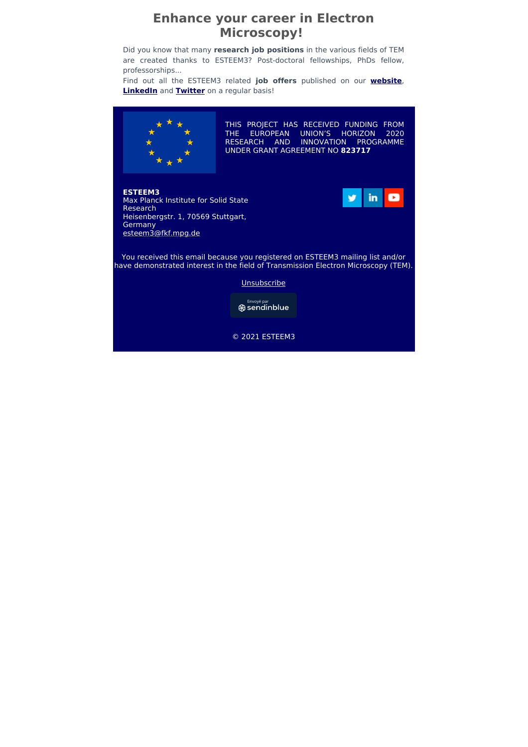# Enhance your career in Electron Microscopy!

Did you know that many **research job positions** in the various fields of TEM are created thanks to ESTEEM3? Post-doctoral fellowships, PhDs fellow, professorships...
Find out all the ESTEEM3 related **job offers** published on our **website**, **LinkedIn** and **Twitter** on a regular basis!

THIS PROJECT HAS RECEIVED FUNDING FROM THE EUROPEAN UNION'S HORIZON 2020 RESEARCH AND INNOVATION PROGRAMME UNDER GRANT AGREEMENT NO **823717**

**ESTEEM3**
Max Planck Institute for Solid State Research
Heisenbergstr. 1, 70569 Stuttgart, Germany
esteem3@fkf.mpg.de

You received this email because you registered on ESTEEM3 mailing list and/or have demonstrated interest in the field of Transmission Electron Microscopy (TEM).

Unsubscribe

Envoyé par sendinblue

© 2021 ESTEEM3